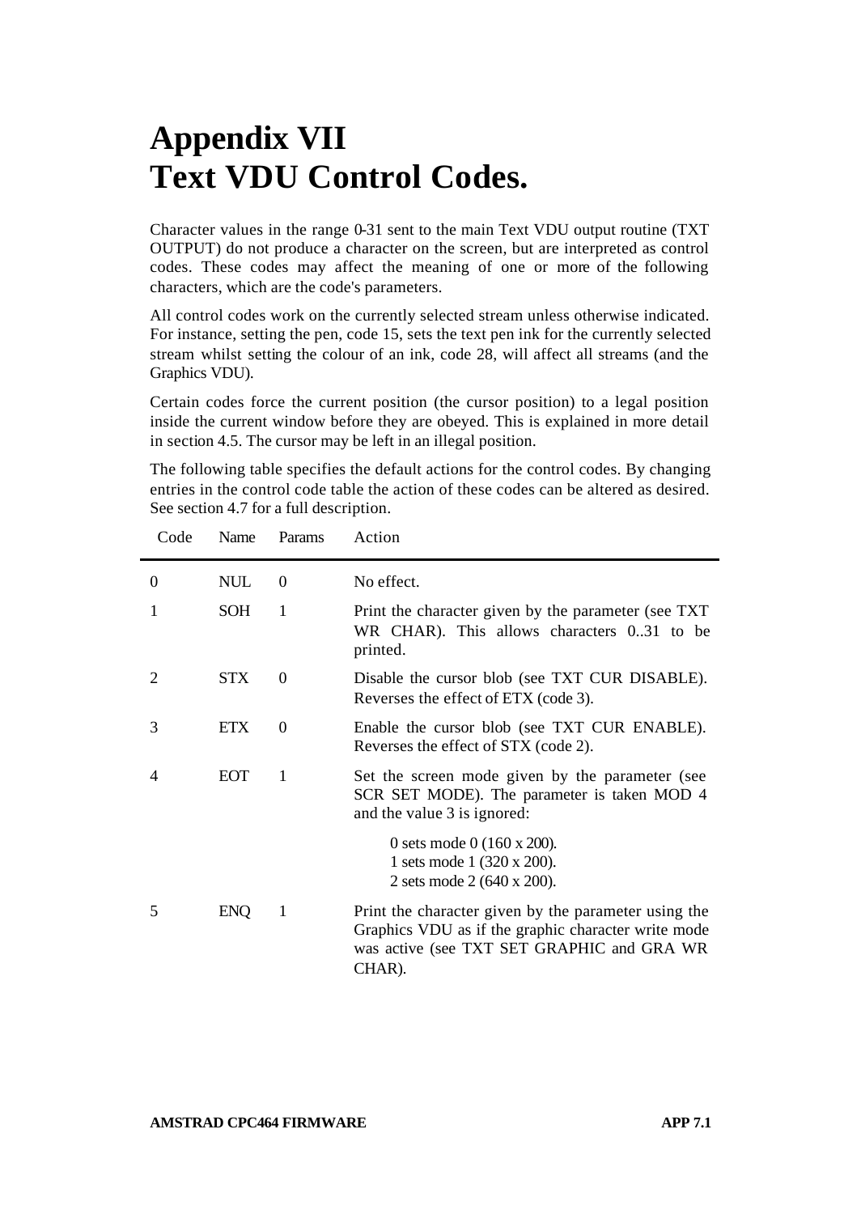# Appendix VII
# Text VDU Control Codes.

Character values in the range 0-31 sent to the main Text VDU output routine (TXT OUTPUT) do not produce a character on the screen, but are interpreted as control codes. These codes may affect the meaning of one or more of the following characters, which are the code's parameters.

All control codes work on the currently selected stream unless otherwise indicated. For instance, setting the pen, code 15, sets the text pen ink for the currently selected stream whilst setting the colour of an ink, code 28, will affect all streams (and the Graphics VDU).

Certain codes force the current position (the cursor position) to a legal position inside the current window before they are obeyed. This is explained in more detail in section 4.5. The cursor may be left in an illegal position.

The following table specifies the default actions for the control codes. By changing entries in the control code table the action of these codes can be altered as desired. See section 4.7 for a full description.

| Code | Name | Params | Action |
|---|---|---|---|
| 0 | NUL | 0 | No effect. |
| 1 | SOH | 1 | Print the character given by the parameter (see TXT WR CHAR). This allows characters 0..31 to be printed. |
| 2 | STX | 0 | Disable the cursor blob (see TXT CUR DISABLE). Reverses the effect of ETX (code 3). |
| 3 | ETX | 0 | Enable the cursor blob (see TXT CUR ENABLE). Reverses the effect of STX (code 2). |
| 4 | EOT | 1 | Set the screen mode given by the parameter (see SCR SET MODE). The parameter is taken MOD 4 and the value 3 is ignored:<br><br>0 sets mode 0 (160 x 200).<br>1 sets mode 1 (320 x 200).<br>2 sets mode 2 (640 x 200). |
| 5 | ENQ | 1 | Print the character given by the parameter using the Graphics VDU as if the graphic character write mode was active (see TXT SET GRAPHIC and GRA WR CHAR). |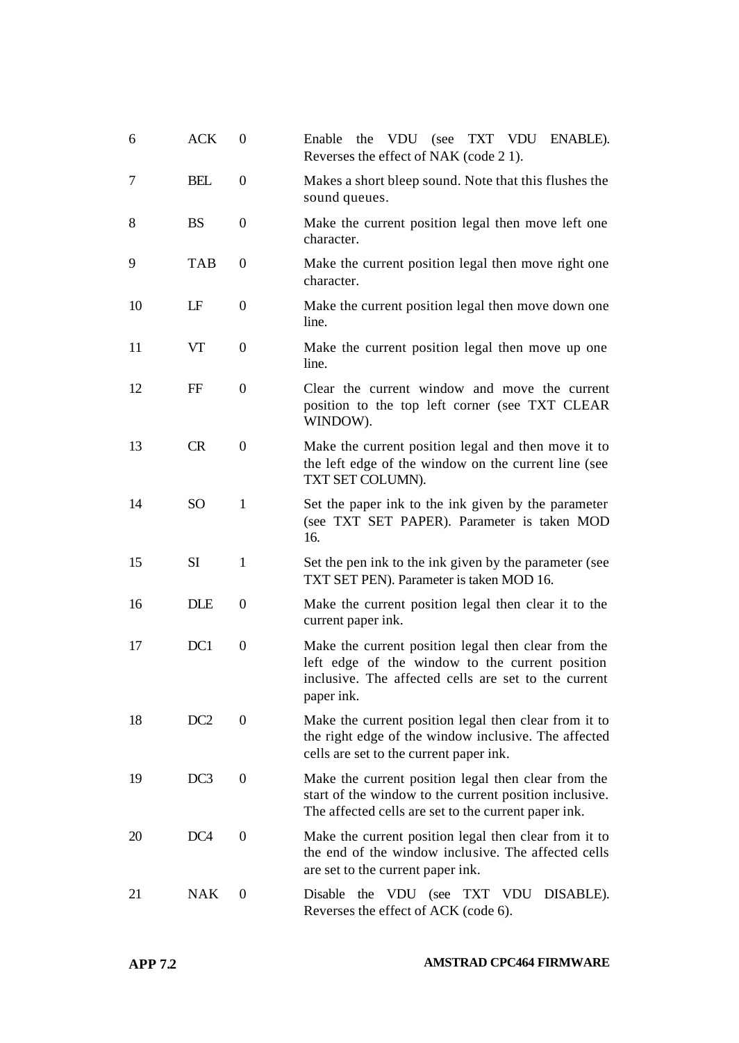| | | | |
|---|---|---|---|
| 6 | ACK | 0 | Enable the VDU (see TXT VDU ENABLE). Reverses the effect of NAK (code 2 1). |
| 7 | BEL | 0 | Makes a short bleep sound. Note that this flushes the sound queues. |
| 8 | BS | 0 | Make the current position legal then move left one character. |
| 9 | TAB | 0 | Make the current position legal then move right one character. |
| 10 | LF | 0 | Make the current position legal then move down one line. |
| 11 | VT | 0 | Make the current position legal then move up one line. |
| 12 | FF | 0 | Clear the current window and move the current position to the top left corner (see TXT CLEAR WINDOW). |
| 13 | CR | 0 | Make the current position legal and then move it to the left edge of the window on the current line (see TXT SET COLUMN). |
| 14 | SO | 1 | Set the paper ink to the ink given by the parameter (see TXT SET PAPER). Parameter is taken MOD 16. |
| 15 | SI | 1 | Set the pen ink to the ink given by the parameter (see TXT SET PEN). Parameter is taken MOD 16. |
| 16 | DLE | 0 | Make the current position legal then clear it to the current paper ink. |
| 17 | DC1 | 0 | Make the current position legal then clear from the left edge of the window to the current position inclusive. The affected cells are set to the current paper ink. |
| 18 | DC2 | 0 | Make the current position legal then clear from it to the right edge of the window inclusive. The affected cells are set to the current paper ink. |
| 19 | DC3 | 0 | Make the current position legal then clear from the start of the window to the current position inclusive. The affected cells are set to the current paper ink. |
| 20 | DC4 | 0 | Make the current position legal then clear from it to the end of the window inclusive. The affected cells are set to the current paper ink. |
| 21 | NAK | 0 | Disable the VDU (see TXT VDU DISABLE). Reverses the effect of ACK (code 6). |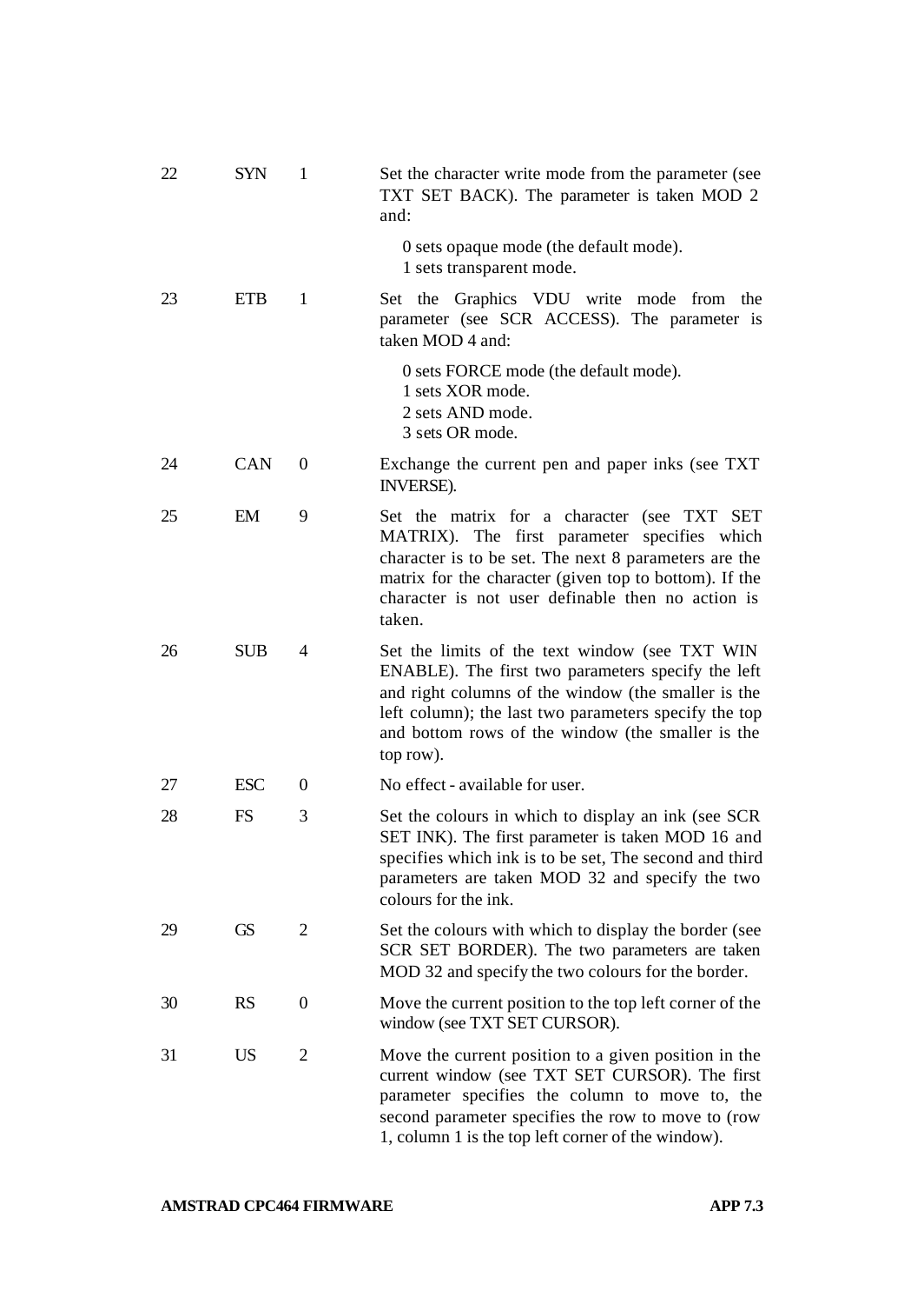| | | | |
|---|---|---|---|
| 22 | SYN | 1 | Set the character write mode from the parameter (see TXT SET BACK). The parameter is taken MOD 2 and:<br><br>0 sets opaque mode (the default mode).<br>1 sets transparent mode. |
| 23 | ETB | 1 | Set the Graphics VDU write mode from the parameter (see SCR ACCESS). The parameter is taken MOD 4 and:<br><br>0 sets FORCE mode (the default mode).<br>1 sets XOR mode.<br>2 sets AND mode.<br>3 sets OR mode. |
| 24 | CAN | 0 | Exchange the current pen and paper inks (see TXT INVERSE). |
| 25 | EM | 9 | Set the matrix for a character (see TXT SET MATRIX). The first parameter specifies which character is to be set. The next 8 parameters are the matrix for the character (given top to bottom). If the character is not user definable then no action is taken. |
| 26 | SUB | 4 | Set the limits of the text window (see TXT WIN ENABLE). The first two parameters specify the left and right columns of the window (the smaller is the left column); the last two parameters specify the top and bottom rows of the window (the smaller is the top row). |
| 27 | ESC | 0 | No effect - available for user. |
| 28 | FS | 3 | Set the colours in which to display an ink (see SCR SET INK). The first parameter is taken MOD 16 and specifies which ink is to be set, The second and third parameters are taken MOD 32 and specify the two colours for the ink. |
| 29 | GS | 2 | Set the colours with which to display the border (see SCR SET BORDER). The two parameters are taken MOD 32 and specify the two colours for the border. |
| 30 | RS | 0 | Move the current position to the top left corner of the window (see TXT SET CURSOR). |
| 31 | US | 2 | Move the current position to a given position in the current window (see TXT SET CURSOR). The first parameter specifies the column to move to, the second parameter specifies the row to move to (row 1, column 1 is the top left corner of the window). |